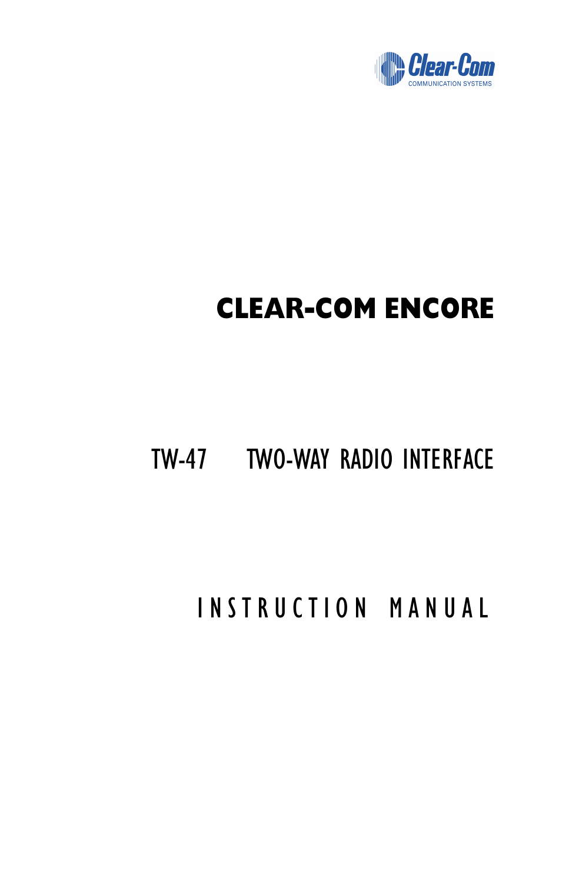Clear-Com

COMMUNICATION SYSTEMS

# CLEAR-COM ENCORE

## TW-47 TWO-WAY RADIO INTERFACE

## INSTRUCTION MANUAL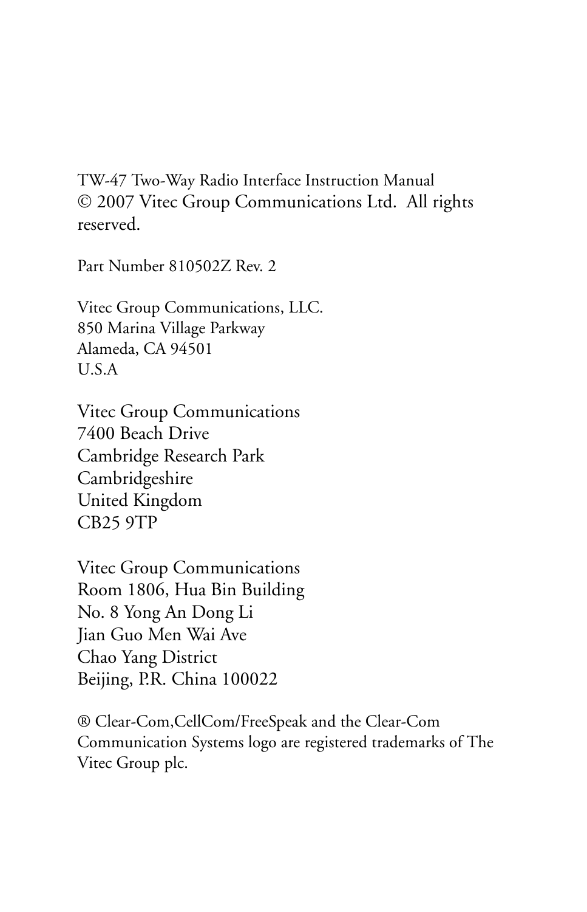TW-47 Two-Way Radio Interface Instruction Manual
© 2007 Vitec Group Communications Ltd. All rights reserved.

Part Number 810502Z Rev. 2

Vitec Group Communications, LLC.
850 Marina Village Parkway
Alameda, CA 94501
U.S.A

Vitec Group Communications
7400 Beach Drive
Cambridge Research Park
Cambridgeshire
United Kingdom
CB25 9TP

Vitec Group Communications
Room 1806, Hua Bin Building
No. 8 Yong An Dong Li
Jian Guo Men Wai Ave
Chao Yang District
Beijing, P.R. China 100022

® Clear-Com,CellCom/FreeSpeak and the Clear-Com Communication Systems logo are registered trademarks of The Vitec Group plc.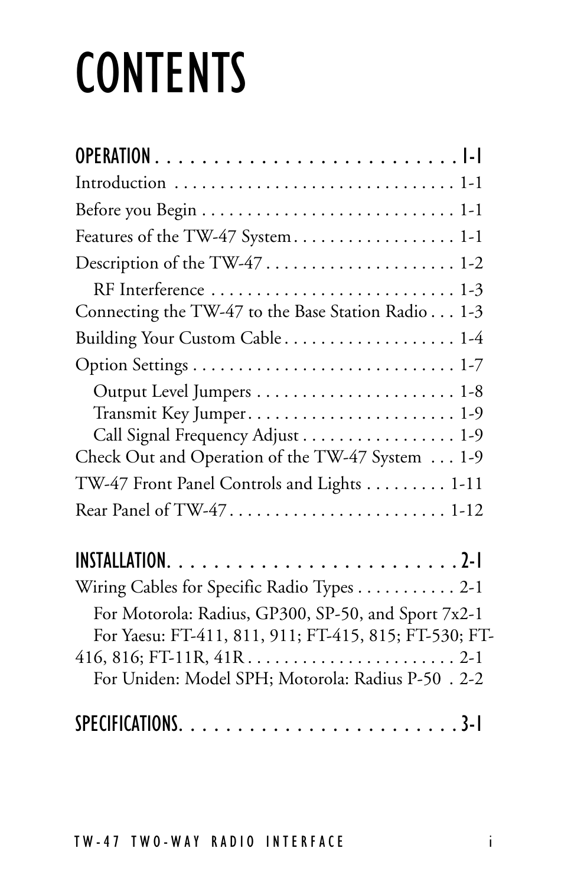# CONTENTS

**OPERATION . . . . . . . . . . . . . . . . . . . . . . . . . . . 1-1**

Introduction . . . . . . . . . . . . . . . . . . . . . . . . . . . . . . . 1-1

Before you Begin . . . . . . . . . . . . . . . . . . . . . . . . . . . . 1-1

Features of the TW-47 System . . . . . . . . . . . . . . . . . . 1-1

Description of the TW-47 . . . . . . . . . . . . . . . . . . . . . 1-2

RF Interference . . . . . . . . . . . . . . . . . . . . . . . . . . . 1-3

Connecting the TW-47 to the Base Station Radio . . . 1-3

Building Your Custom Cable . . . . . . . . . . . . . . . . . . . 1-4

Option Settings . . . . . . . . . . . . . . . . . . . . . . . . . . . . . 1-7

Output Level Jumpers . . . . . . . . . . . . . . . . . . . . . . 1-8

Transmit Key Jumper . . . . . . . . . . . . . . . . . . . . . . . 1-9

Call Signal Frequency Adjust . . . . . . . . . . . . . . . . . 1-9

Check Out and Operation of the TW-47 System . . . 1-9

TW-47 Front Panel Controls and Lights . . . . . . . . . 1-11

Rear Panel of TW-47 . . . . . . . . . . . . . . . . . . . . . . . . 1-12

**INSTALLATION. . . . . . . . . . . . . . . . . . . . . . . . . . 2-1**

Wiring Cables for Specific Radio Types . . . . . . . . . . . 2-1

For Motorola: Radius, GP300, SP-50, and Sport 7x2-1

For Yaesu: FT-411, 811, 911; FT-415, 815; FT-530; FT-416, 816; FT-11R, 41R . . . . . . . . . . . . . . . . . . . . . . . 2-1

For Uniden: Model SPH; Motorola: Radius P-50 . 2-2

**SPECIFICATIONS. . . . . . . . . . . . . . . . . . . . . . . . 3-1**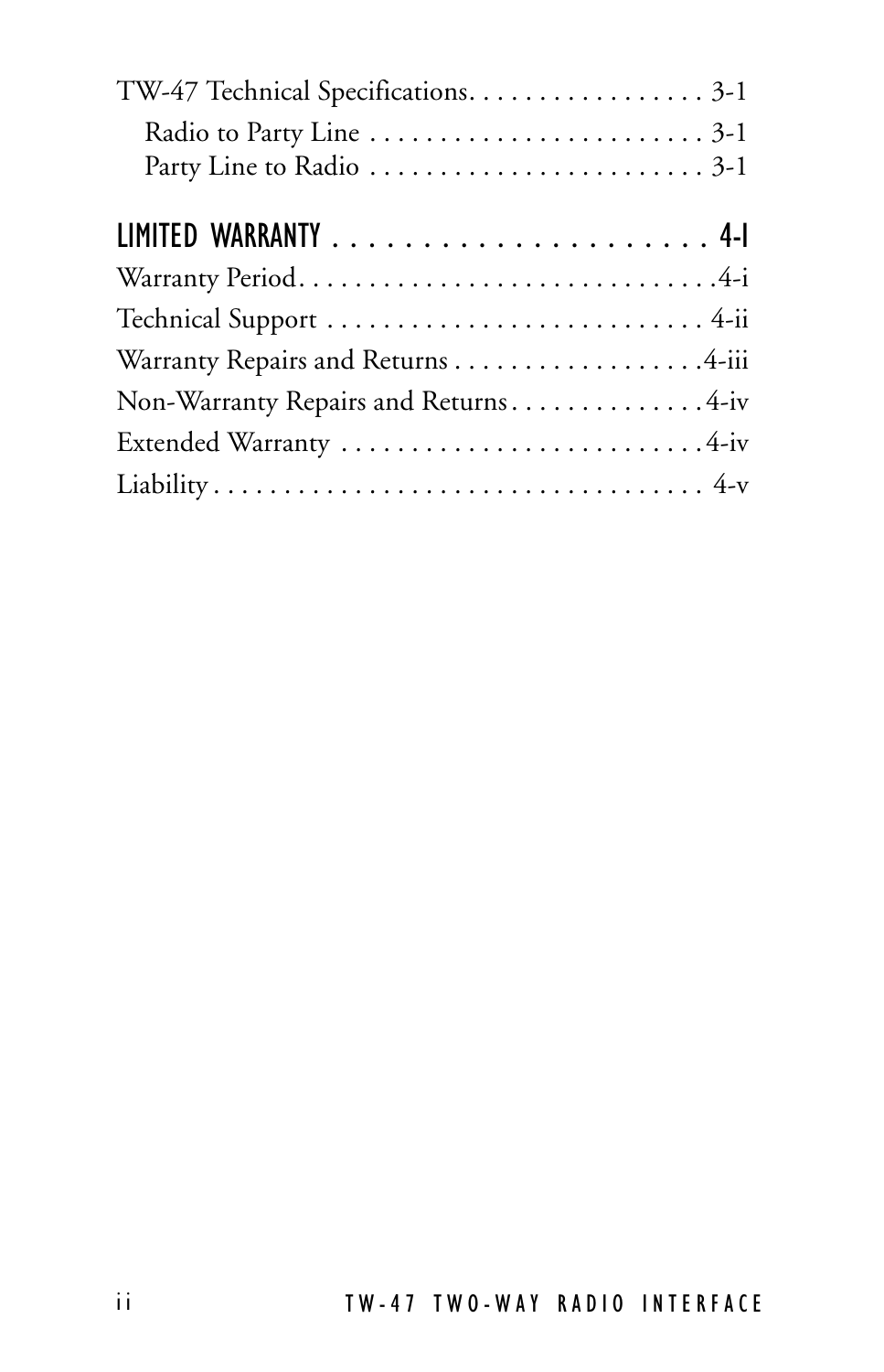TW-47 Technical Specifications. . . . . . . . . . . . . . . . . 3-1

- Radio to Party Line . . . . . . . . . . . . . . . . . . . . . . . . 3-1
- Party Line to Radio . . . . . . . . . . . . . . . . . . . . . . . . 3-1

## LIMITED WARRANTY . . . . . . . . . . . . . . . . . . . . . . 4-I

Warranty Period. . . . . . . . . . . . . . . . . . . . . . . . . . . . . .4-i

Technical Support . . . . . . . . . . . . . . . . . . . . . . . . . . . 4-ii

Warranty Repairs and Returns . . . . . . . . . . . . . . . . . .4-iii

Non-Warranty Repairs and Returns . . . . . . . . . . . . . .4-iv

Extended Warranty . . . . . . . . . . . . . . . . . . . . . . . . . .4-iv

Liability . . . . . . . . . . . . . . . . . . . . . . . . . . . . . . . . . . . 4-v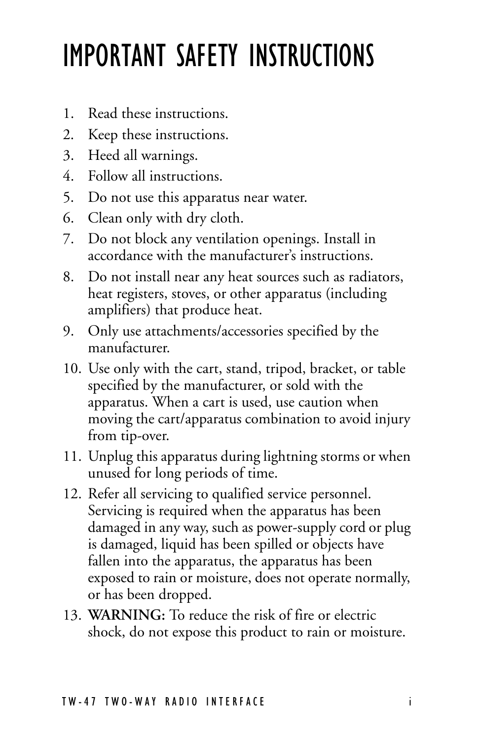# IMPORTANT SAFETY INSTRUCTIONS

1. Read these instructions.
2. Keep these instructions.
3. Heed all warnings.
4. Follow all instructions.
5. Do not use this apparatus near water.
6. Clean only with dry cloth.
7. Do not block any ventilation openings. Install in accordance with the manufacturer's instructions.
8. Do not install near any heat sources such as radiators, heat registers, stoves, or other apparatus (including amplifiers) that produce heat.
9. Only use attachments/accessories specified by the manufacturer.
10. Use only with the cart, stand, tripod, bracket, or table specified by the manufacturer, or sold with the apparatus. When a cart is used, use caution when moving the cart/apparatus combination to avoid injury from tip-over.
11. Unplug this apparatus during lightning storms or when unused for long periods of time.
12. Refer all servicing to qualified service personnel. Servicing is required when the apparatus has been damaged in any way, such as power-supply cord or plug is damaged, liquid has been spilled or objects have fallen into the apparatus, the apparatus has been exposed to rain or moisture, does not operate normally, or has been dropped.
13. **WARNING:** To reduce the risk of fire or electric shock, do not expose this product to rain or moisture.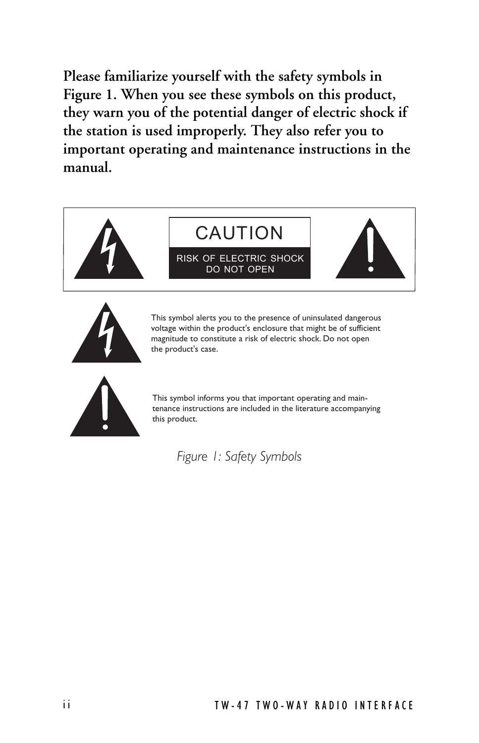**Please familiarize yourself with the safety symbols in Figure 1. When you see these symbols on this product, they warn you of the potential danger of electric shock if the station is used improperly. They also refer you to important operating and maintenance instructions in the manual.**

CAUTION

RISK OF ELECTRIC SHOCK
DO NOT OPEN

This symbol alerts you to the presence of uninsulated dangerous voltage within the product's enclosure that might be of sufficient magnitude to constitute a risk of electric shock. Do not open the product's case.

This symbol informs you that important operating and maintenance instructions are included in the literature accompanying this product.

*Figure 1: Safety Symbols*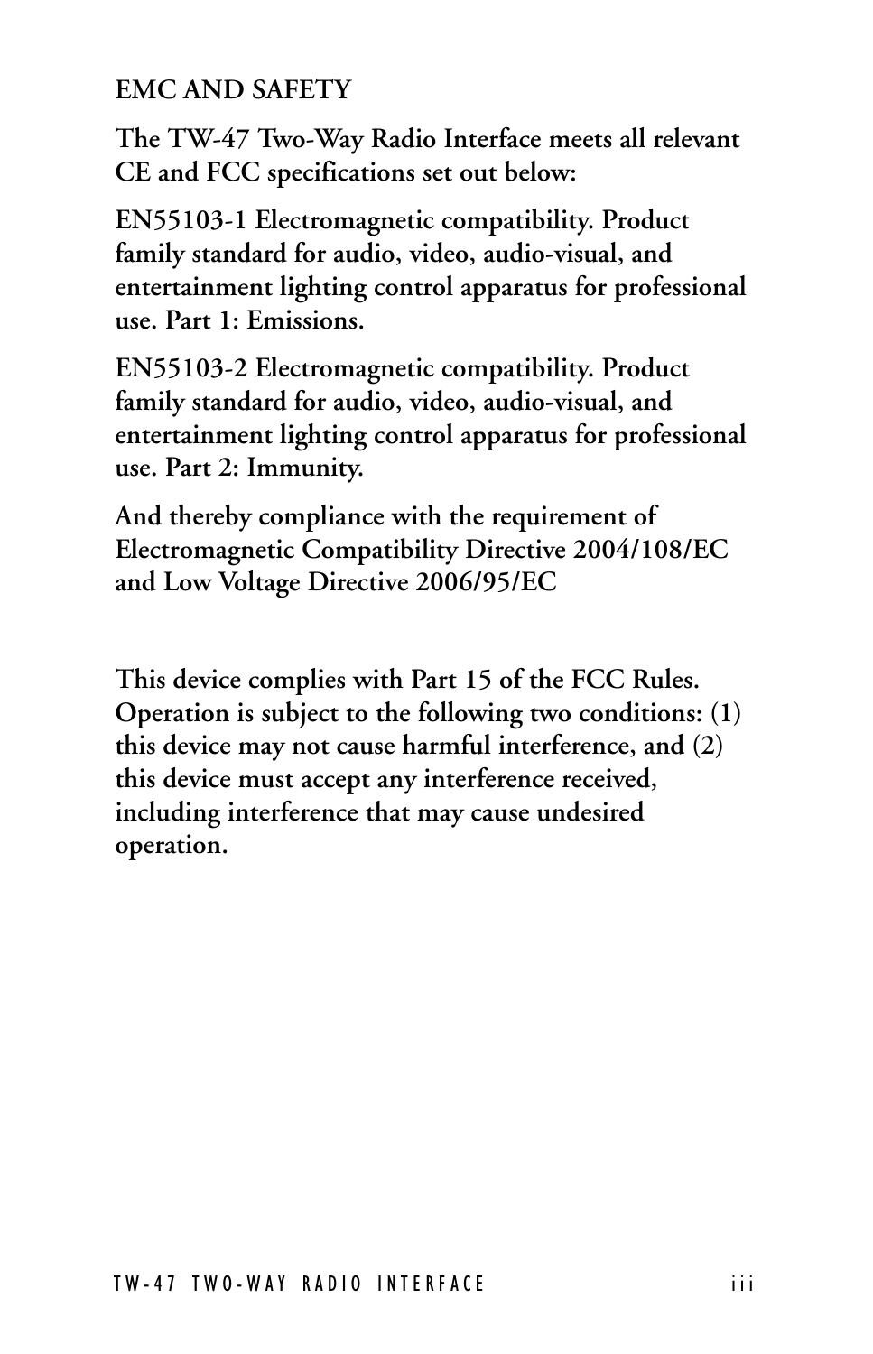## EMC AND SAFETY

**The TW-47 Two-Way Radio Interface meets all relevant CE and FCC specifications set out below:**

**EN55103-1 Electromagnetic compatibility. Product family standard for audio, video, audio-visual, and entertainment lighting control apparatus for professional use. Part 1: Emissions.**

**EN55103-2 Electromagnetic compatibility. Product family standard for audio, video, audio-visual, and entertainment lighting control apparatus for professional use. Part 2: Immunity.**

**And thereby compliance with the requirement of Electromagnetic Compatibility Directive 2004/108/EC and Low Voltage Directive 2006/95/EC**

**This device complies with Part 15 of the FCC Rules. Operation is subject to the following two conditions: (1) this device may not cause harmful interference, and (2) this device must accept any interference received, including interference that may cause undesired operation.**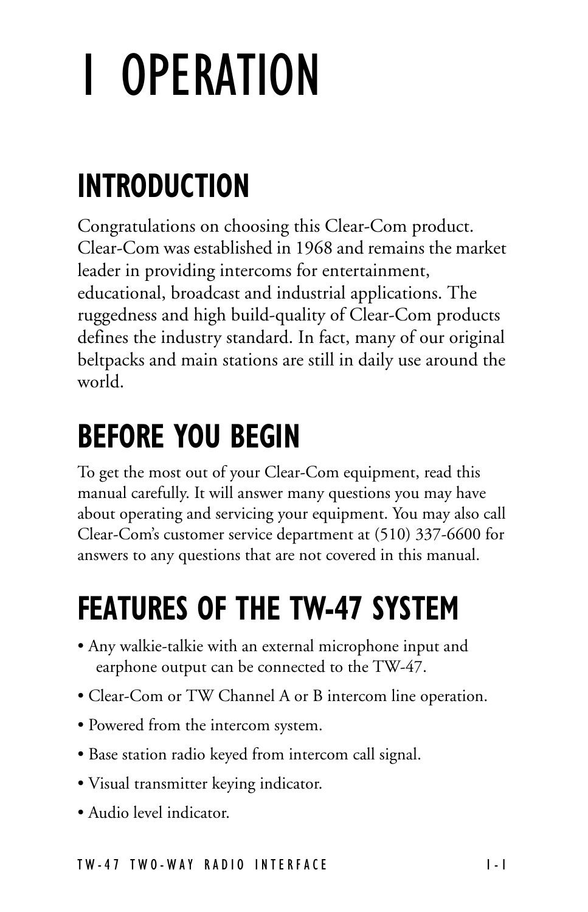# 1 OPERATION

## INTRODUCTION

Congratulations on choosing this Clear-Com product. Clear-Com was established in 1968 and remains the market leader in providing intercoms for entertainment, educational, broadcast and industrial applications. The ruggedness and high build-quality of Clear-Com products defines the industry standard. In fact, many of our original beltpacks and main stations are still in daily use around the world.

## BEFORE YOU BEGIN

To get the most out of your Clear-Com equipment, read this manual carefully. It will answer many questions you may have about operating and servicing your equipment. You may also call Clear-Com's customer service department at (510) 337-6600 for answers to any questions that are not covered in this manual.

## FEATURES OF THE TW-47 SYSTEM

- Any walkie-talkie with an external microphone input and earphone output can be connected to the TW-47.
- Clear-Com or TW Channel A or B intercom line operation.
- Powered from the intercom system.
- Base station radio keyed from intercom call signal.
- Visual transmitter keying indicator.
- Audio level indicator.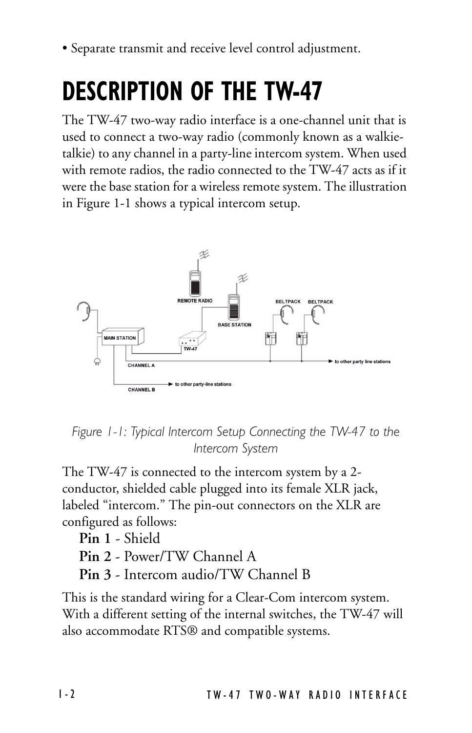- Separate transmit and receive level control adjustment.

# DESCRIPTION OF THE TW-47

The TW-47 two-way radio interface is a one-channel unit that is used to connect a two-way radio (commonly known as a walkie-talkie) to any channel in a party-line intercom system. When used with remote radios, the radio connected to the TW-47 acts as if it were the base station for a wireless remote system. The illustration in Figure 1-1 shows a typical intercom setup.

*Figure 1-1: Typical Intercom Setup Connecting the TW-47 to the Intercom System*

The TW-47 is connected to the intercom system by a 2-conductor, shielded cable plugged into its female XLR jack, labeled "intercom." The pin-out connectors on the XLR are configured as follows:

**Pin 1** - Shield
**Pin 2** - Power/TW Channel A
**Pin 3** - Intercom audio/TW Channel B

This is the standard wiring for a Clear-Com intercom system. With a different setting of the internal switches, the TW-47 will also accommodate RTS® and compatible systems.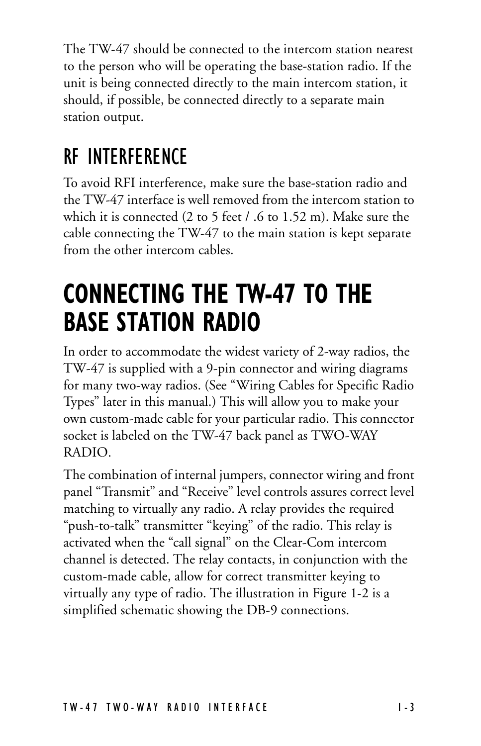The TW-47 should be connected to the intercom station nearest to the person who will be operating the base-station radio. If the unit is being connected directly to the main intercom station, it should, if possible, be connected directly to a separate main station output.

## RF INTERFERENCE

To avoid RFI interference, make sure the base-station radio and the TW-47 interface is well removed from the intercom station to which it is connected (2 to 5 feet / .6 to 1.52 m). Make sure the cable connecting the TW-47 to the main station is kept separate from the other intercom cables.

# CONNECTING THE TW-47 TO THE BASE STATION RADIO

In order to accommodate the widest variety of 2-way radios, the TW-47 is supplied with a 9-pin connector and wiring diagrams for many two-way radios. (See "Wiring Cables for Specific Radio Types" later in this manual.) This will allow you to make your own custom-made cable for your particular radio. This connector socket is labeled on the TW-47 back panel as TWO-WAY RADIO.

The combination of internal jumpers, connector wiring and front panel "Transmit" and "Receive" level controls assures correct level matching to virtually any radio. A relay provides the required "push-to-talk" transmitter "keying" of the radio. This relay is activated when the "call signal" on the Clear-Com intercom channel is detected. The relay contacts, in conjunction with the custom-made cable, allow for correct transmitter keying to virtually any type of radio. The illustration in Figure 1-2 is a simplified schematic showing the DB-9 connections.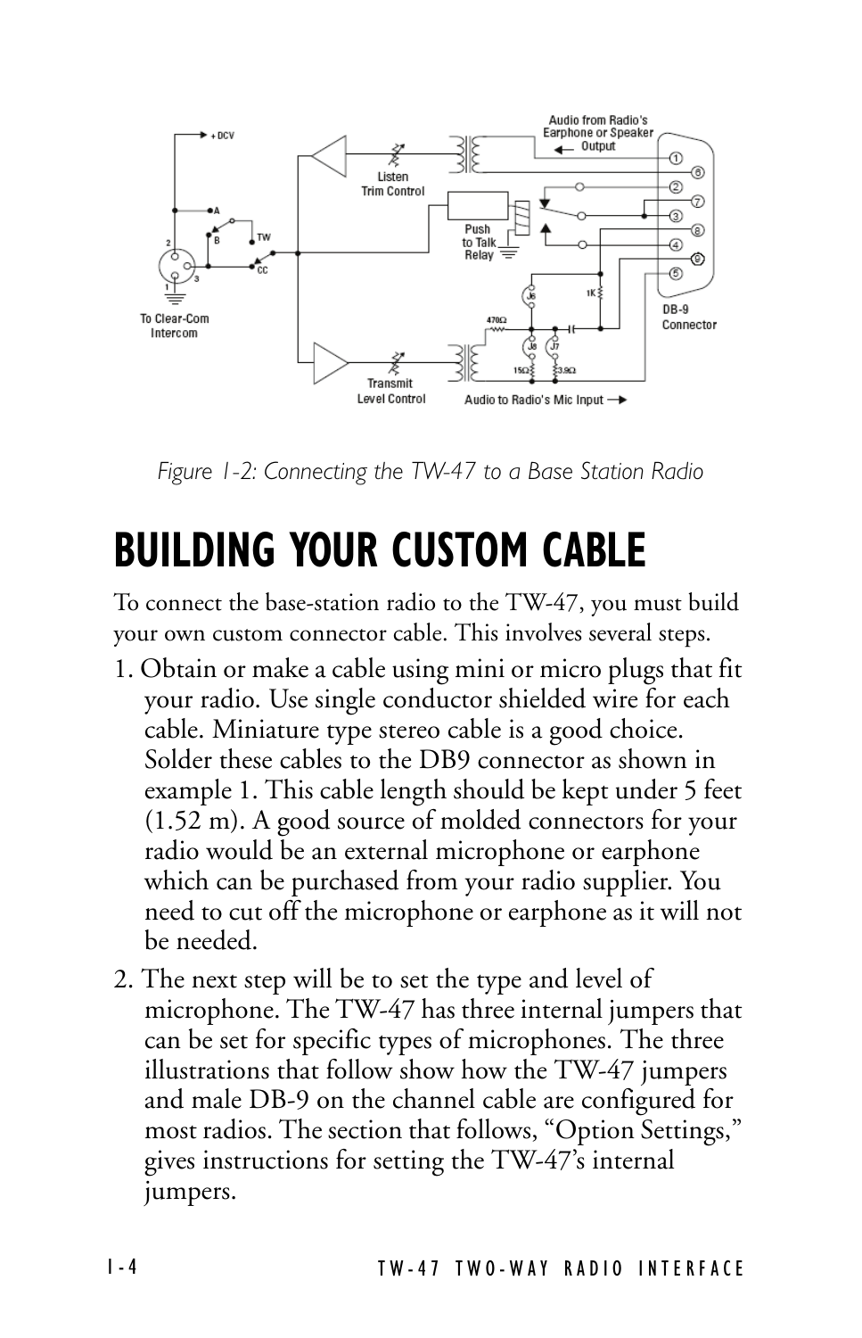*Figure 1-2: Connecting the TW-47 to a Base Station Radio*

# BUILDING YOUR CUSTOM CABLE

To connect the base-station radio to the TW-47, you must build your own custom connector cable. This involves several steps.

1. Obtain or make a cable using mini or micro plugs that fit your radio. Use single conductor shielded wire for each cable. Miniature type stereo cable is a good choice. Solder these cables to the DB9 connector as shown in example 1. This cable length should be kept under 5 feet (1.52 m). A good source of molded connectors for your radio would be an external microphone or earphone which can be purchased from your radio supplier. You need to cut off the microphone or earphone as it will not be needed.

2. The next step will be to set the type and level of microphone. The TW-47 has three internal jumpers that can be set for specific types of microphones. The three illustrations that follow show how the TW-47 jumpers and male DB-9 on the channel cable are configured for most radios. The section that follows, "Option Settings," gives instructions for setting the TW-47's internal jumpers.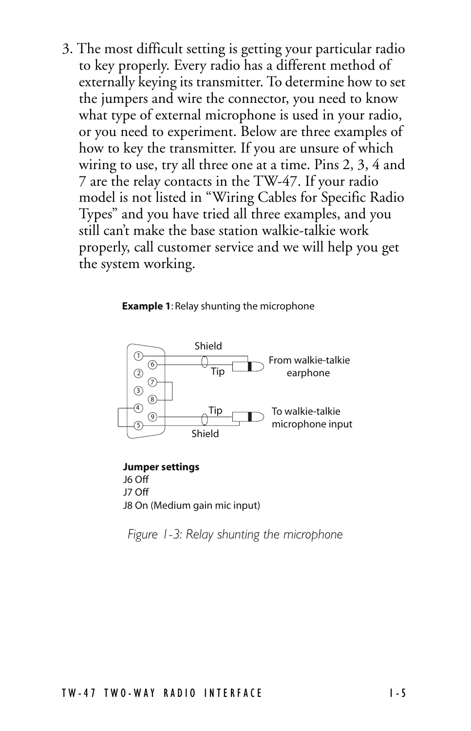3. The most difficult setting is getting your particular radio to key properly. Every radio has a different method of externally keying its transmitter. To determine how to set the jumpers and wire the connector, you need to know what type of external microphone is used in your radio, or you need to experiment. Below are three examples of how to key the transmitter. If you are unsure of which wiring to use, try all three one at a time. Pins 2, 3, 4 and 7 are the relay contacts in the TW-47. If your radio model is not listed in "Wiring Cables for Specific Radio Types" and you have tried all three examples, and you still can't make the base station walkie-talkie work properly, call customer service and we will help you get the system working.

**Example 1**: Relay shunting the microphone

Shield

Tip

From walkie-talkie earphone

Tip

To walkie-talkie microphone input

Shield

**Jumper settings**
J6 Off
J7 Off
J8 On (Medium gain mic input)

*Figure 1-3: Relay shunting the microphone*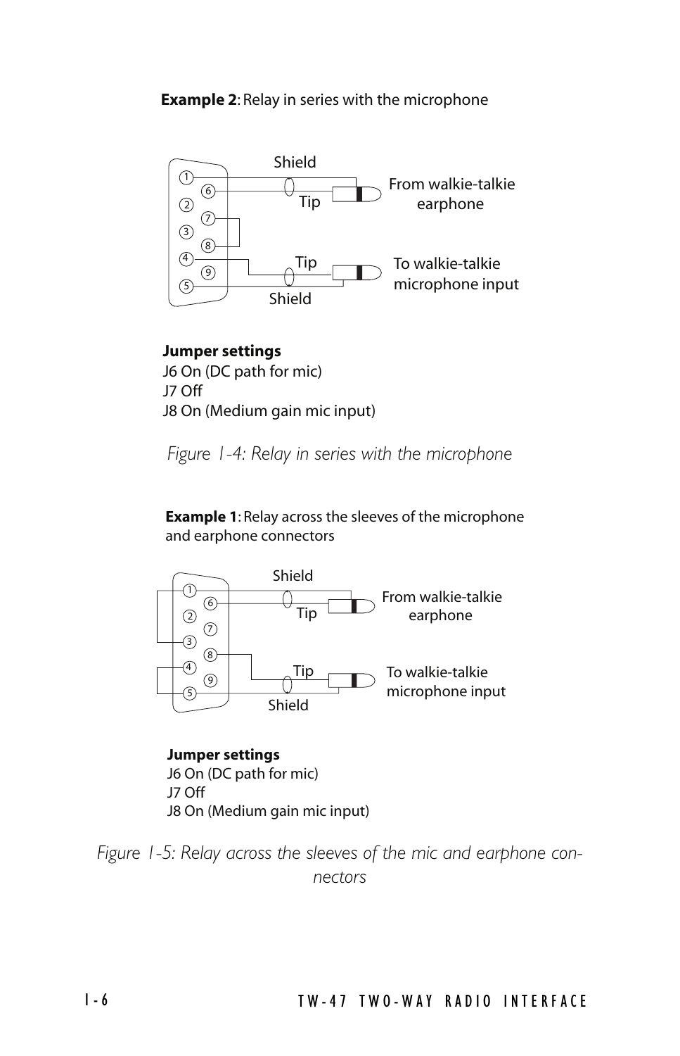**Example 2**: Relay in series with the microphone

Shield

Tip

From walkie-talkie earphone

Tip

To walkie-talkie microphone input

Shield

**Jumper settings**
J6 On (DC path for mic)
J7 Off
J8 On (Medium gain mic input)

*Figure 1-4: Relay in series with the microphone*

**Example 1**: Relay across the sleeves of the microphone and earphone connectors

Shield

Tip

From walkie-talkie earphone

Tip

To walkie-talkie microphone input

Shield

**Jumper settings**
J6 On (DC path for mic)
J7 Off
J8 On (Medium gain mic input)

*Figure 1-5: Relay across the sleeves of the mic and earphone connectors*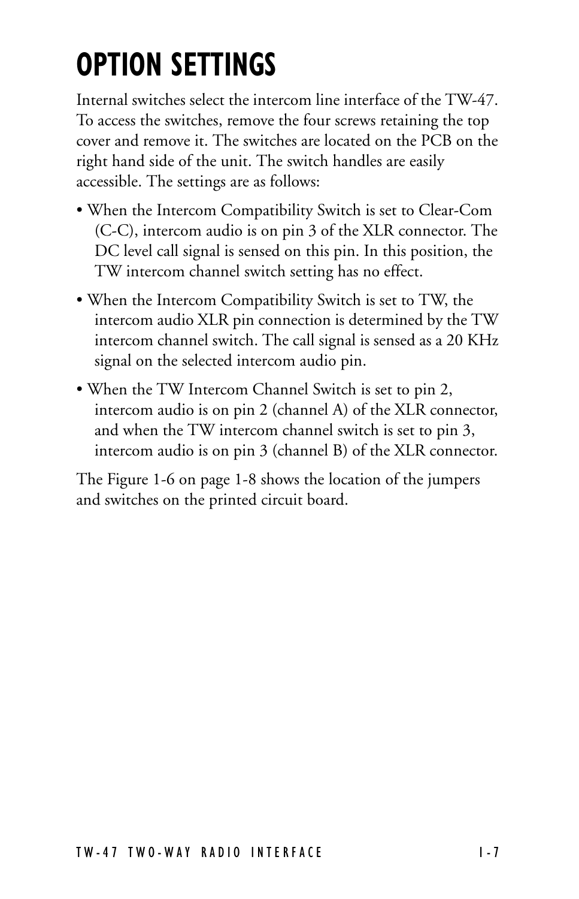# OPTION SETTINGS

Internal switches select the intercom line interface of the TW-47. To access the switches, remove the four screws retaining the top cover and remove it. The switches are located on the PCB on the right hand side of the unit. The switch handles are easily accessible. The settings are as follows:

- When the Intercom Compatibility Switch is set to Clear-Com (C-C), intercom audio is on pin 3 of the XLR connector. The DC level call signal is sensed on this pin. In this position, the TW intercom channel switch setting has no effect.
- When the Intercom Compatibility Switch is set to TW, the intercom audio XLR pin connection is determined by the TW intercom channel switch. The call signal is sensed as a 20 KHz signal on the selected intercom audio pin.
- When the TW Intercom Channel Switch is set to pin 2, intercom audio is on pin 2 (channel A) of the XLR connector, and when the TW intercom channel switch is set to pin 3, intercom audio is on pin 3 (channel B) of the XLR connector.

The Figure 1-6 on page 1-8 shows the location of the jumpers and switches on the printed circuit board.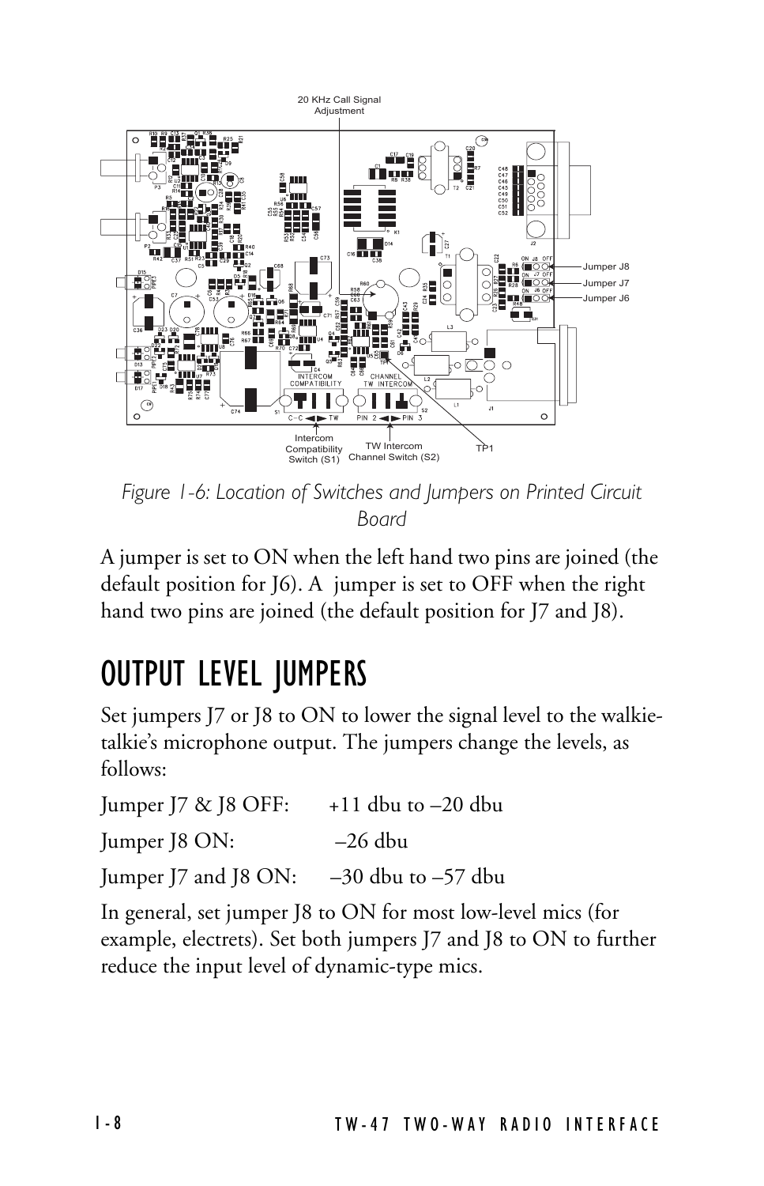*Figure 1-6: Location of Switches and Jumpers on Printed Circuit Board*

A jumper is set to ON when the left hand two pins are joined (the default position for J6). A jumper is set to OFF when the right hand two pins are joined (the default position for J7 and J8).

# OUTPUT LEVEL JUMPERS

Set jumpers J7 or J8 to ON to lower the signal level to the walkie-talkie's microphone output. The jumpers change the levels, as follows:

Jumper J7 & J8 OFF: +11 dbu to –20 dbu

Jumper J8 ON: –26 dbu

Jumper J7 and J8 ON: –30 dbu to –57 dbu

In general, set jumper J8 to ON for most low-level mics (for example, electrets). Set both jumpers J7 and J8 to ON to further reduce the input level of dynamic-type mics.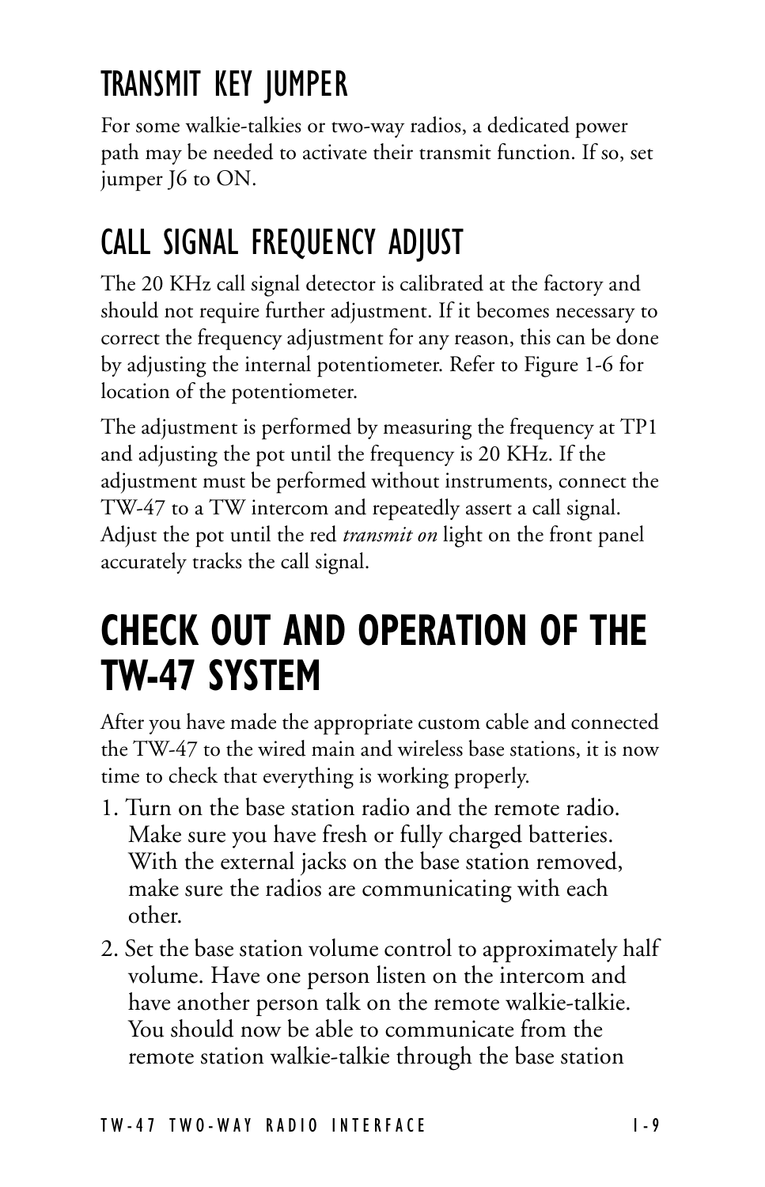## TRANSMIT KEY JUMPER

For some walkie-talkies or two-way radios, a dedicated power path may be needed to activate their transmit function. If so, set jumper J6 to ON.

## CALL SIGNAL FREQUENCY ADJUST

The 20 KHz call signal detector is calibrated at the factory and should not require further adjustment. If it becomes necessary to correct the frequency adjustment for any reason, this can be done by adjusting the internal potentiometer. Refer to Figure 1-6 for location of the potentiometer.

The adjustment is performed by measuring the frequency at TP1 and adjusting the pot until the frequency is 20 KHz. If the adjustment must be performed without instruments, connect the TW-47 to a TW intercom and repeatedly assert a call signal. Adjust the pot until the red *transmit on* light on the front panel accurately tracks the call signal.

# CHECK OUT AND OPERATION OF THE TW-47 SYSTEM

After you have made the appropriate custom cable and connected the TW-47 to the wired main and wireless base stations, it is now time to check that everything is working properly.

1. Turn on the base station radio and the remote radio. Make sure you have fresh or fully charged batteries. With the external jacks on the base station removed, make sure the radios are communicating with each other.
2. Set the base station volume control to approximately half volume. Have one person listen on the intercom and have another person talk on the remote walkie-talkie. You should now be able to communicate from the remote station walkie-talkie through the base station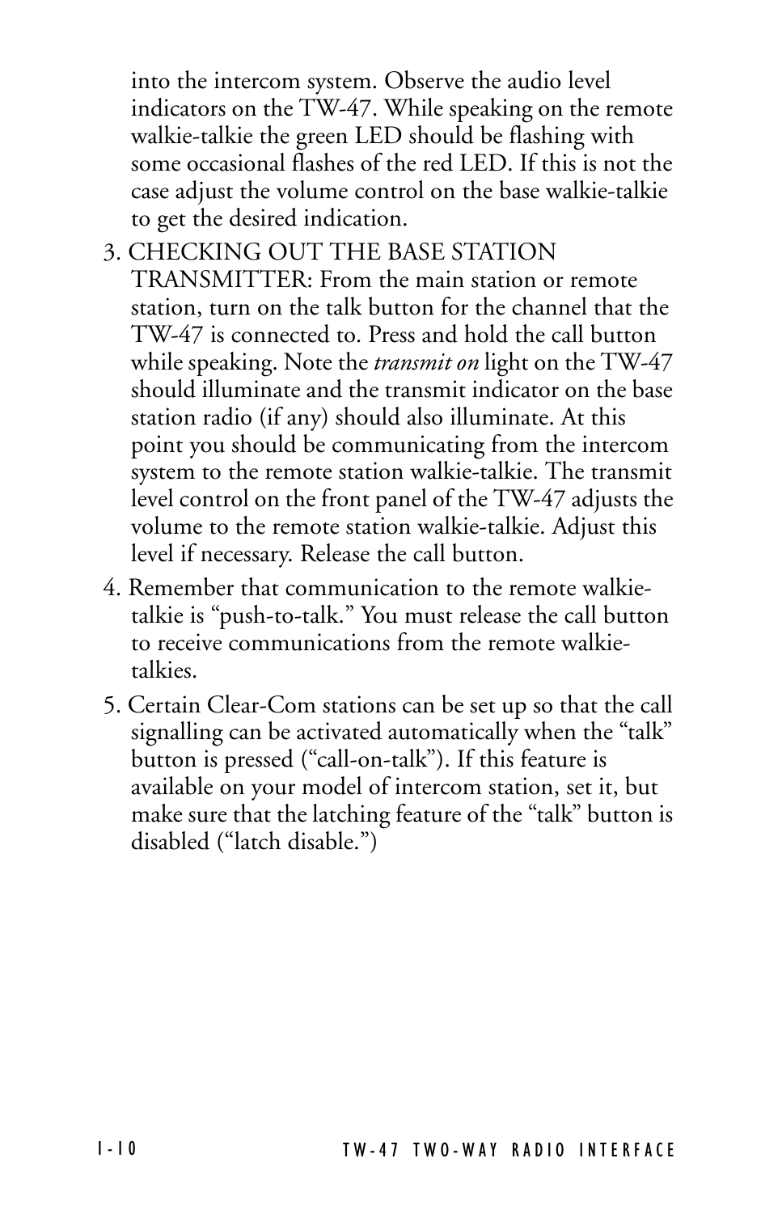into the intercom system. Observe the audio level indicators on the TW-47. While speaking on the remote walkie-talkie the green LED should be flashing with some occasional flashes of the red LED. If this is not the case adjust the volume control on the base walkie-talkie to get the desired indication.

3. CHECKING OUT THE BASE STATION TRANSMITTER: From the main station or remote station, turn on the talk button for the channel that the TW-47 is connected to. Press and hold the call button while speaking. Note the *transmit on* light on the TW-47 should illuminate and the transmit indicator on the base station radio (if any) should also illuminate. At this point you should be communicating from the intercom system to the remote station walkie-talkie. The transmit level control on the front panel of the TW-47 adjusts the volume to the remote station walkie-talkie. Adjust this level if necessary. Release the call button.

4. Remember that communication to the remote walkie-talkie is "push-to-talk." You must release the call button to receive communications from the remote walkie-talkies.

5. Certain Clear-Com stations can be set up so that the call signalling can be activated automatically when the "talk" button is pressed ("call-on-talk"). If this feature is available on your model of intercom station, set it, but make sure that the latching feature of the "talk" button is disabled ("latch disable.")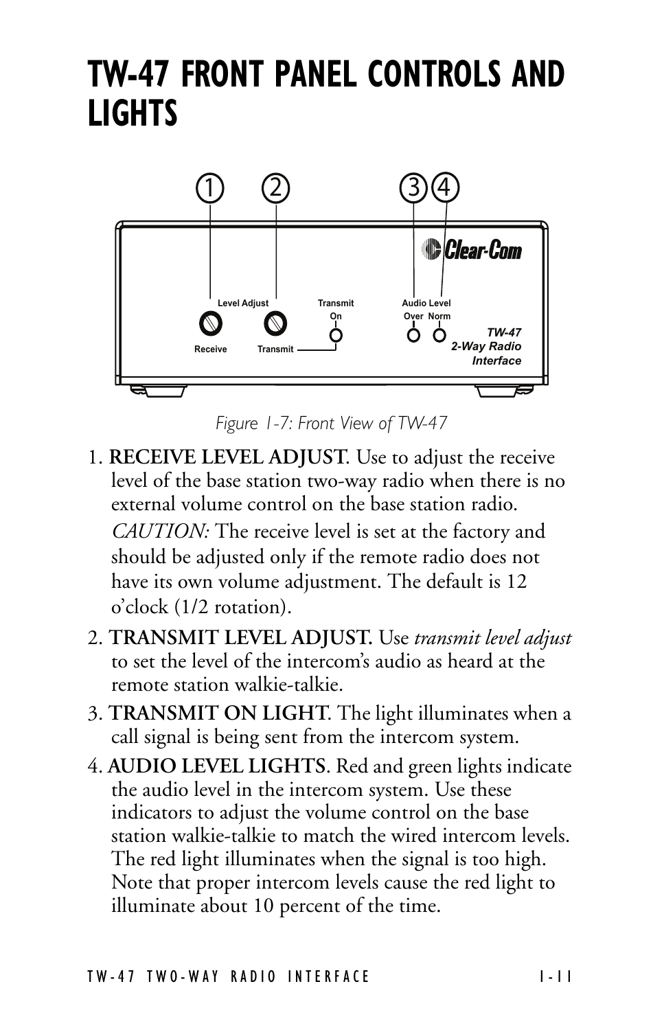# TW-47 FRONT PANEL CONTROLS AND LIGHTS

*Figure 1-7: Front View of TW-47*

1. **RECEIVE LEVEL ADJUST**. Use to adjust the receive level of the base station two-way radio when there is no external volume control on the base station radio.

   *CAUTION:* The receive level is set at the factory and should be adjusted only if the remote radio does not have its own volume adjustment. The default is 12 o'clock (1/2 rotation).

2. **TRANSMIT LEVEL ADJUST.** Use *transmit level adjust* to set the level of the intercom's audio as heard at the remote station walkie-talkie.

3. **TRANSMIT ON LIGHT**. The light illuminates when a call signal is being sent from the intercom system.

4. **AUDIO LEVEL LIGHTS**. Red and green lights indicate the audio level in the intercom system. Use these indicators to adjust the volume control on the base station walkie-talkie to match the wired intercom levels. The red light illuminates when the signal is too high. Note that proper intercom levels cause the red light to illuminate about 10 percent of the time.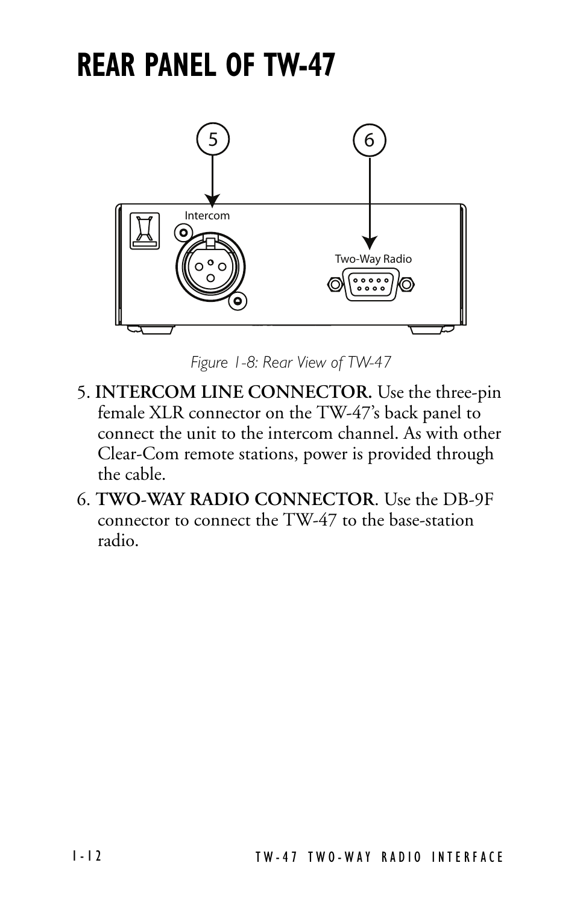# REAR PANEL OF TW-47

*Figure 1-8: Rear View of TW-47*

5. **INTERCOM LINE CONNECTOR.** Use the three-pin female XLR connector on the TW-47's back panel to connect the unit to the intercom channel. As with other Clear-Com remote stations, power is provided through the cable.
6. **TWO-WAY RADIO CONNECTOR**. Use the DB-9F connector to connect the TW-47 to the base-station radio.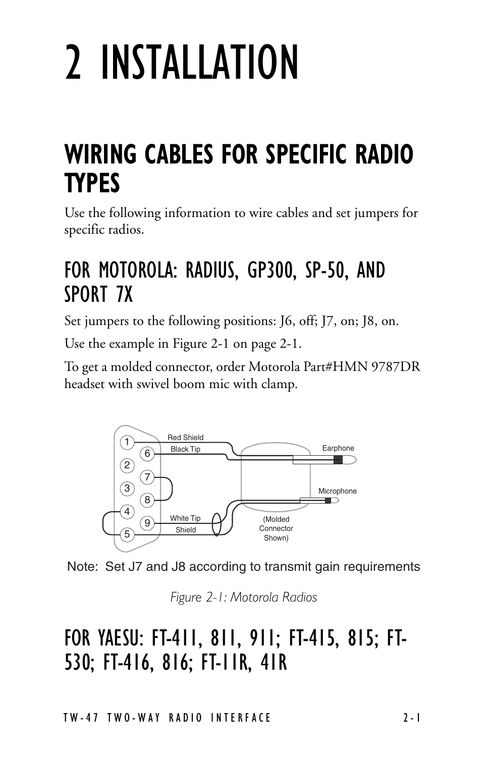# 2 INSTALLATION

## WIRING CABLES FOR SPECIFIC RADIO TYPES

Use the following information to wire cables and set jumpers for specific radios.

### FOR MOTOROLA: RADIUS, GP300, SP-50, AND SPORT 7X

Set jumpers to the following positions: J6, off; J7, on; J8, on.

Use the example in Figure 2-1 on page 2-1.

To get a molded connector, order Motorola Part#HMN 9787DR headset with swivel boom mic with clamp.

Note: Set J7 and J8 according to transmit gain requirements

*Figure 2-1: Motorola Radios*

### FOR YAESU: FT-411, 811, 911; FT-415, 815; FT-530; FT-416, 816; FT-11R, 41R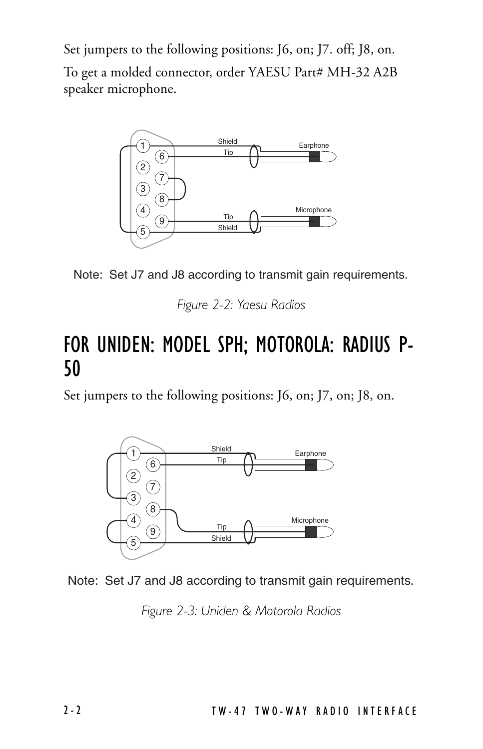Set jumpers to the following positions: J6, on; J7. off; J8, on.

To get a molded connector, order YAESU Part# MH-32 A2B speaker microphone.

Note: Set J7 and J8 according to transmit gain requirements.

*Figure 2-2: Yaesu Radios*

# FOR UNIDEN: MODEL SPH; MOTOROLA: RADIUS P-50

Set jumpers to the following positions: J6, on; J7, on; J8, on.

Note: Set J7 and J8 according to transmit gain requirements.

*Figure 2-3: Uniden & Motorola Radios*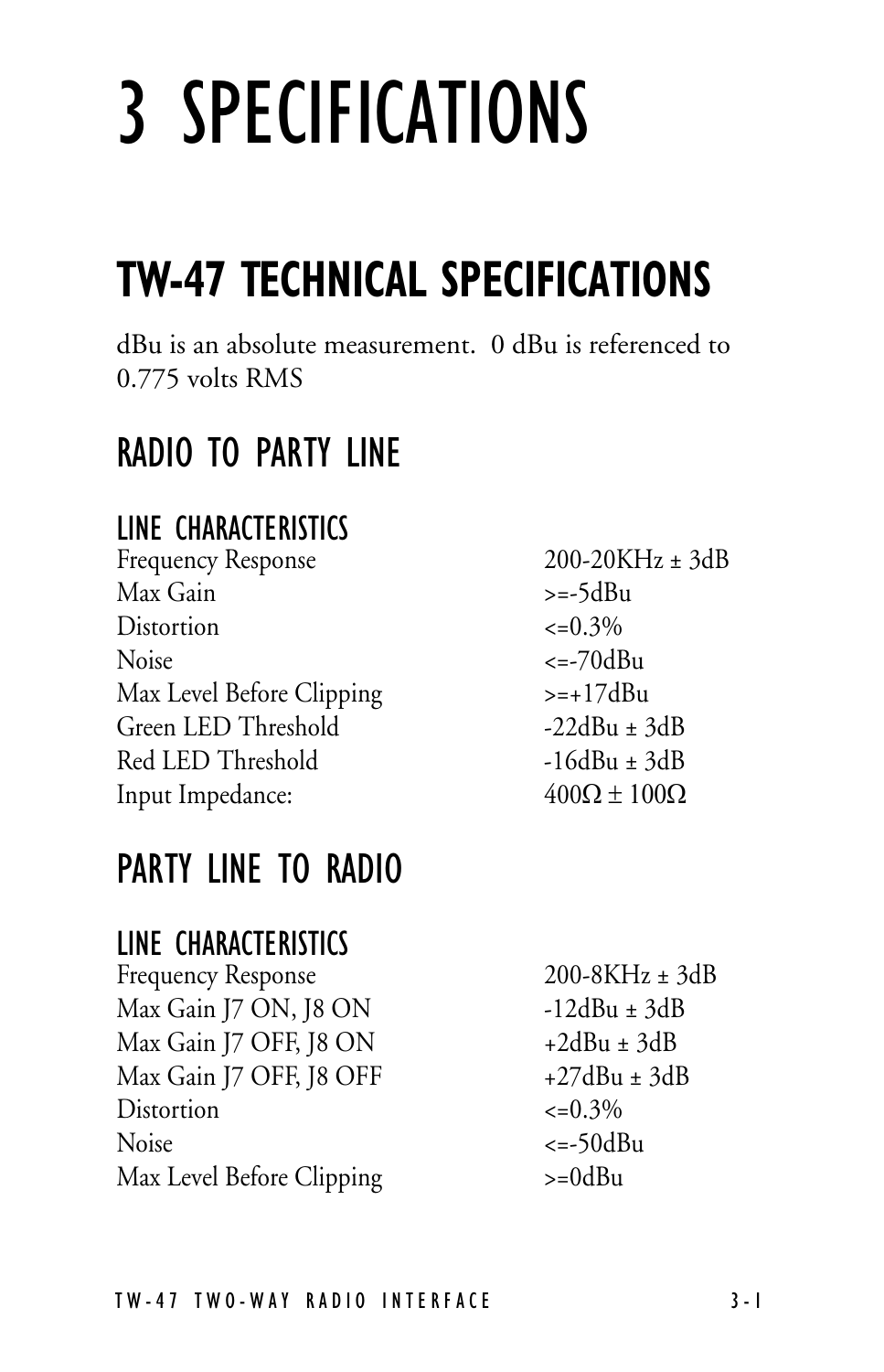# 3 SPECIFICATIONS

## TW-47 TECHNICAL SPECIFICATIONS

dBu is an absolute measurement. 0 dBu is referenced to 0.775 volts RMS

### RADIO TO PARTY LINE

#### LINE CHARACTERISTICS

| | |
|---|---|
| Frequency Response | 200-20KHz ± 3dB |
| Max Gain | >=-5dBu |
| Distortion | <=0.3% |
| Noise | <=-70dBu |
| Max Level Before Clipping | >=+17dBu |
| Green LED Threshold | -22dBu ± 3dB |
| Red LED Threshold | -16dBu ± 3dB |
| Input Impedance: | 400Ω ± 100Ω |

### PARTY LINE TO RADIO

#### LINE CHARACTERISTICS

| | |
|---|---|
| Frequency Response | 200-8KHz ± 3dB |
| Max Gain J7 ON, J8 ON | -12dBu ± 3dB |
| Max Gain J7 OFF, J8 ON | +2dBu ± 3dB |
| Max Gain J7 OFF, J8 OFF | +27dBu ± 3dB |
| Distortion | <=0.3% |
| Noise | <=-50dBu |
| Max Level Before Clipping | >=0dBu |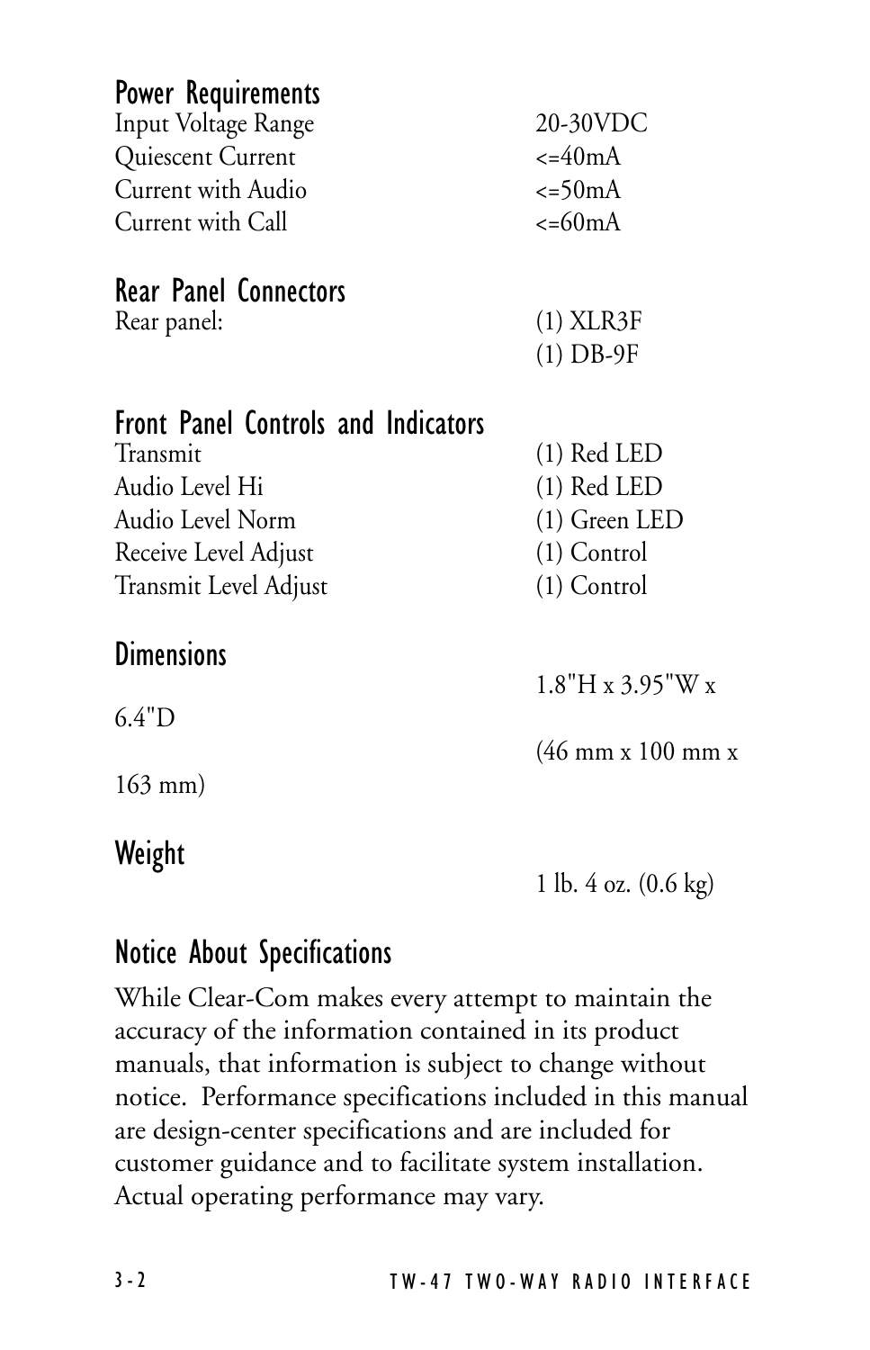## Power Requirements

| | |
|---|---|
| Input Voltage Range | 20-30VDC |
| Quiescent Current | <=40mA |
| Current with Audio | <=50mA |
| Current with Call | <=60mA |

## Rear Panel Connectors

| | |
|---|---|
| Rear panel: | (1) XLR3F |
| | (1) DB-9F |

## Front Panel Controls and Indicators

| | |
|---|---|
| Transmit | (1) Red LED |
| Audio Level Hi | (1) Red LED |
| Audio Level Norm | (1) Green LED |
| Receive Level Adjust | (1) Control |
| Transmit Level Adjust | (1) Control |

## Dimensions

1.8"H x 3.95"W x 6.4"D

(46 mm x 100 mm x 163 mm)

## Weight

1 lb. 4 oz. (0.6 kg)

## Notice About Specifications

While Clear-Com makes every attempt to maintain the accuracy of the information contained in its product manuals, that information is subject to change without notice. Performance specifications included in this manual are design-center specifications and are included for customer guidance and to facilitate system installation. Actual operating performance may vary.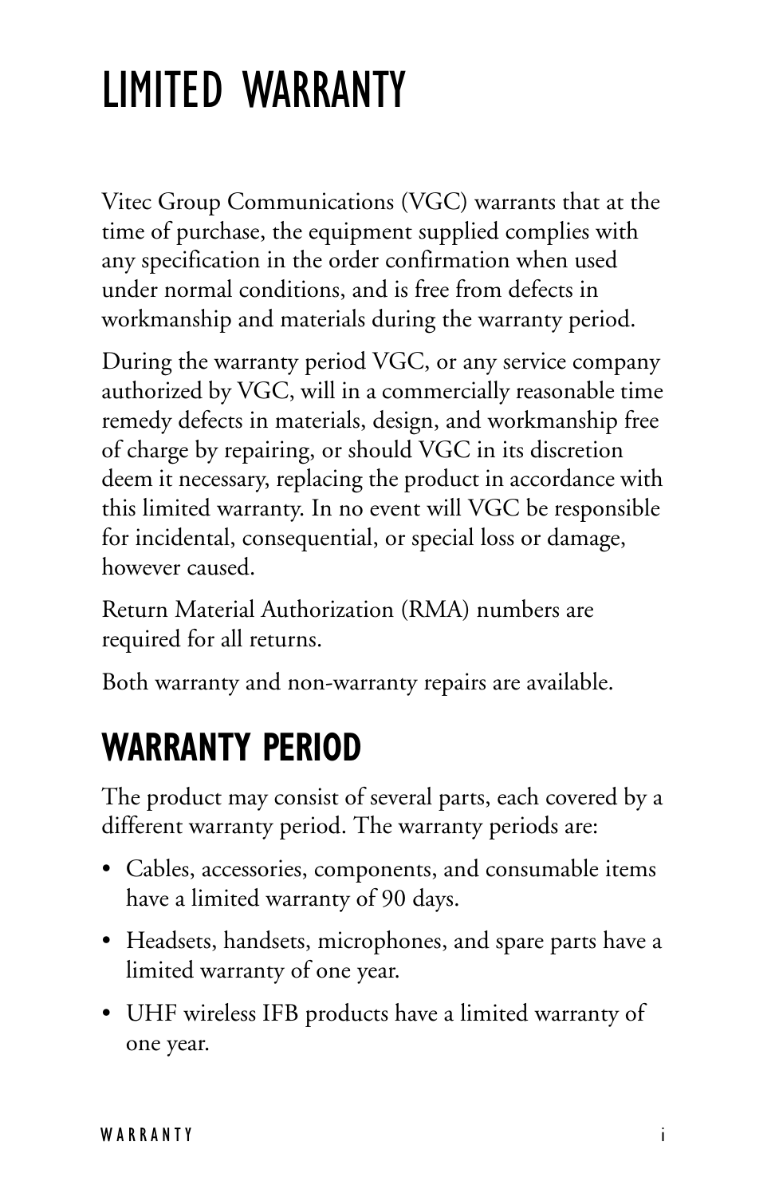# LIMITED WARRANTY

Vitec Group Communications (VGC) warrants that at the time of purchase, the equipment supplied complies with any specification in the order confirmation when used under normal conditions, and is free from defects in workmanship and materials during the warranty period.

During the warranty period VGC, or any service company authorized by VGC, will in a commercially reasonable time remedy defects in materials, design, and workmanship free of charge by repairing, or should VGC in its discretion deem it necessary, replacing the product in accordance with this limited warranty. In no event will VGC be responsible for incidental, consequential, or special loss or damage, however caused.

Return Material Authorization (RMA) numbers are required for all returns.

Both warranty and non-warranty repairs are available.

## WARRANTY PERIOD

The product may consist of several parts, each covered by a different warranty period. The warranty periods are:

- Cables, accessories, components, and consumable items have a limited warranty of 90 days.
- Headsets, handsets, microphones, and spare parts have a limited warranty of one year.
- UHF wireless IFB products have a limited warranty of one year.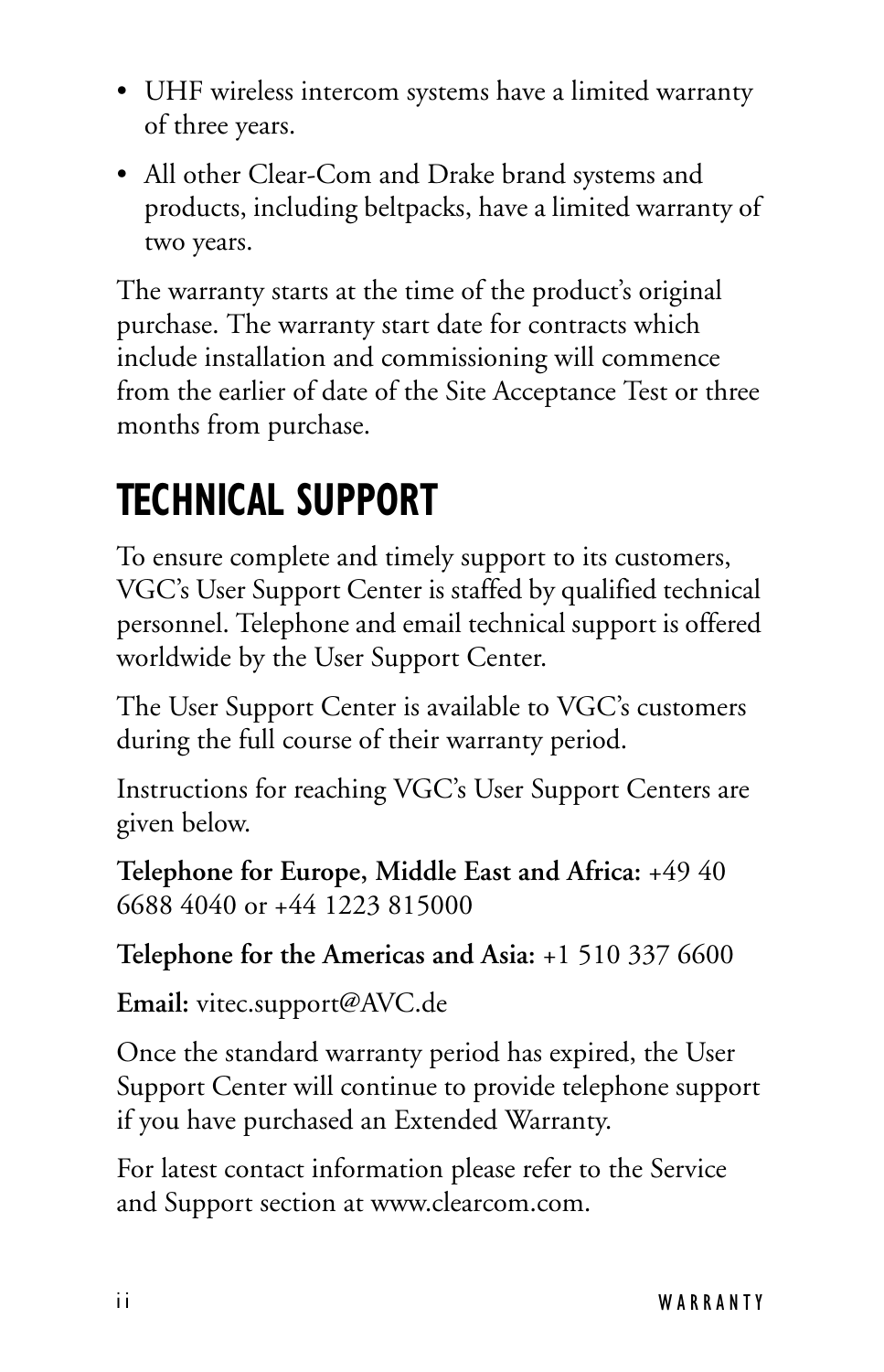- UHF wireless intercom systems have a limited warranty of three years.
- All other Clear-Com and Drake brand systems and products, including beltpacks, have a limited warranty of two years.

The warranty starts at the time of the product's original purchase. The warranty start date for contracts which include installation and commissioning will commence from the earlier of date of the Site Acceptance Test or three months from purchase.

# TECHNICAL SUPPORT

To ensure complete and timely support to its customers, VGC's User Support Center is staffed by qualified technical personnel. Telephone and email technical support is offered worldwide by the User Support Center.

The User Support Center is available to VGC's customers during the full course of their warranty period.

Instructions for reaching VGC's User Support Centers are given below.

**Telephone for Europe, Middle East and Africa:** +49 40 6688 4040 or +44 1223 815000

**Telephone for the Americas and Asia:** +1 510 337 6600

**Email:** vitec.support@AVC.de

Once the standard warranty period has expired, the User Support Center will continue to provide telephone support if you have purchased an Extended Warranty.

For latest contact information please refer to the Service and Support section at www.clearcom.com.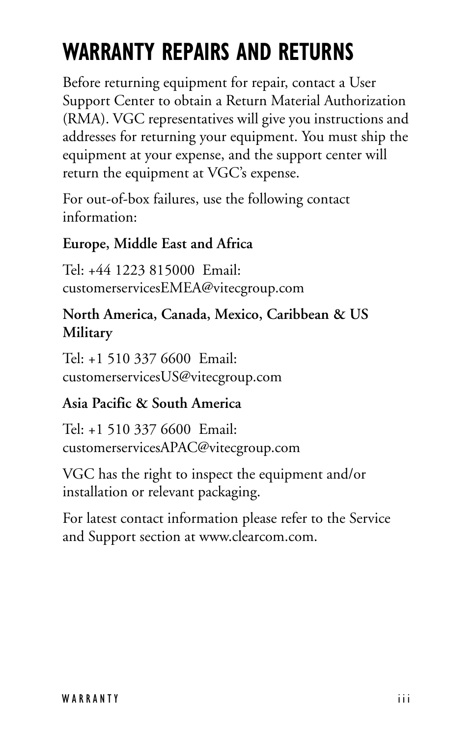# WARRANTY REPAIRS AND RETURNS

Before returning equipment for repair, contact a User Support Center to obtain a Return Material Authorization (RMA). VGC representatives will give you instructions and addresses for returning your equipment. You must ship the equipment at your expense, and the support center will return the equipment at VGC's expense.

For out-of-box failures, use the following contact information:

**Europe, Middle East and Africa**

Tel: +44 1223 815000 Email: customerservicesEMEA@vitecgroup.com

**North America, Canada, Mexico, Caribbean & US Military**

Tel: +1 510 337 6600 Email: customerservicesUS@vitecgroup.com

**Asia Pacific & South America**

Tel: +1 510 337 6600 Email: customerservicesAPAC@vitecgroup.com

VGC has the right to inspect the equipment and/or installation or relevant packaging.

For latest contact information please refer to the Service and Support section at www.clearcom.com.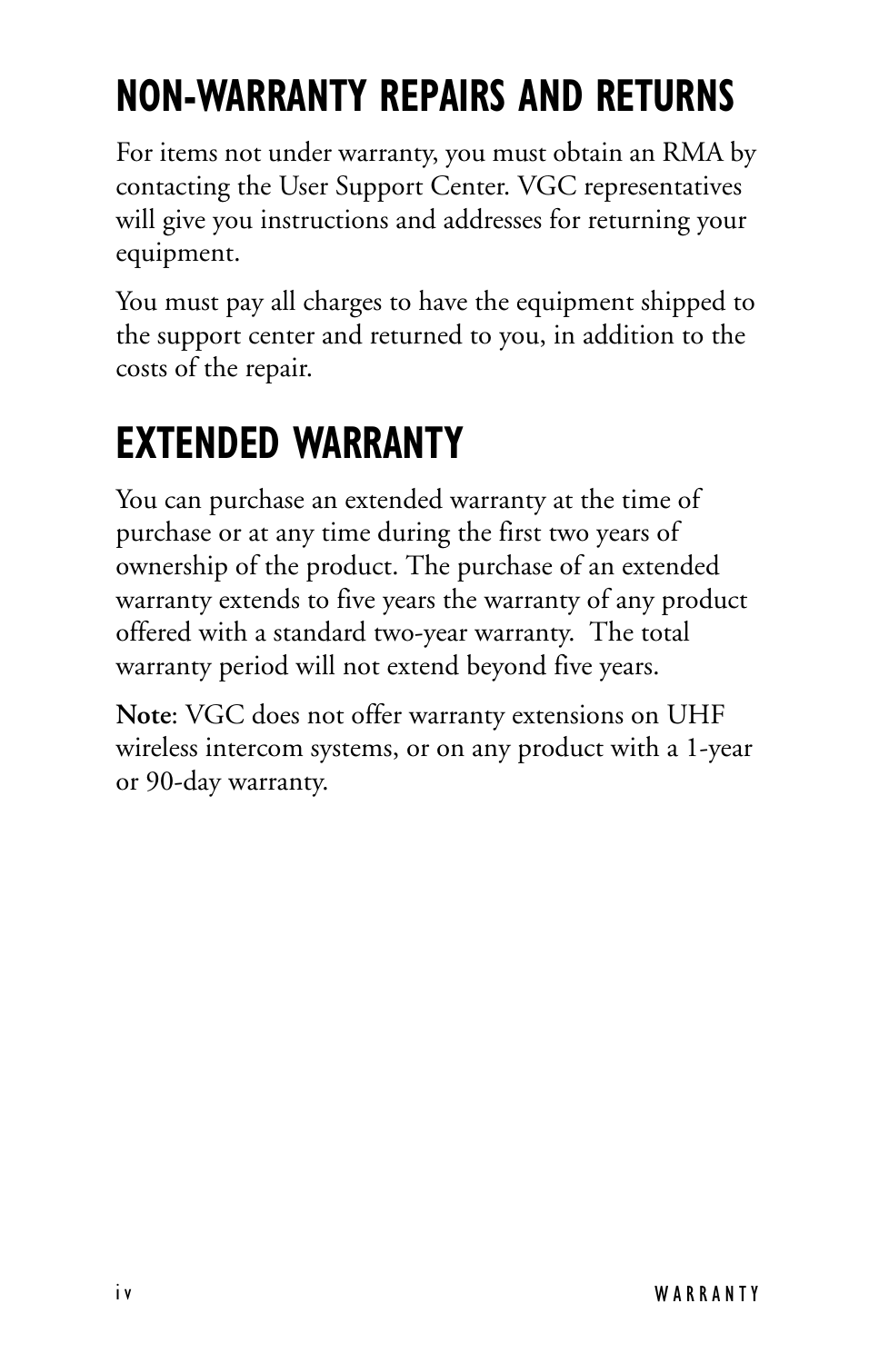# NON-WARRANTY REPAIRS AND RETURNS

For items not under warranty, you must obtain an RMA by contacting the User Support Center. VGC representatives will give you instructions and addresses for returning your equipment.

You must pay all charges to have the equipment shipped to the support center and returned to you, in addition to the costs of the repair.

# EXTENDED WARRANTY

You can purchase an extended warranty at the time of purchase or at any time during the first two years of ownership of the product. The purchase of an extended warranty extends to five years the warranty of any product offered with a standard two-year warranty. The total warranty period will not extend beyond five years.

**Note**: VGC does not offer warranty extensions on UHF wireless intercom systems, or on any product with a 1-year or 90-day warranty.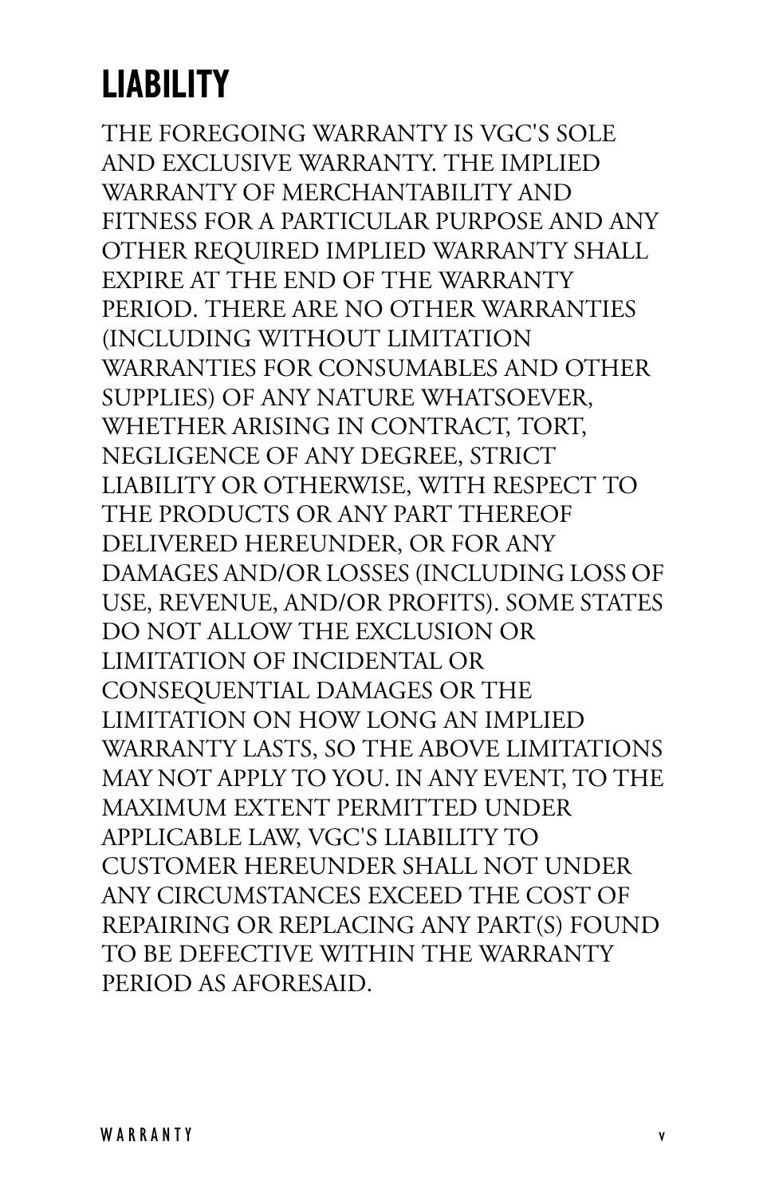# LIABILITY

THE FOREGOING WARRANTY IS VGC'S SOLE AND EXCLUSIVE WARRANTY. THE IMPLIED WARRANTY OF MERCHANTABILITY AND FITNESS FOR A PARTICULAR PURPOSE AND ANY OTHER REQUIRED IMPLIED WARRANTY SHALL EXPIRE AT THE END OF THE WARRANTY PERIOD. THERE ARE NO OTHER WARRANTIES (INCLUDING WITHOUT LIMITATION WARRANTIES FOR CONSUMABLES AND OTHER SUPPLIES) OF ANY NATURE WHATSOEVER, WHETHER ARISING IN CONTRACT, TORT, NEGLIGENCE OF ANY DEGREE, STRICT LIABILITY OR OTHERWISE, WITH RESPECT TO THE PRODUCTS OR ANY PART THEREOF DELIVERED HEREUNDER, OR FOR ANY DAMAGES AND/OR LOSSES (INCLUDING LOSS OF USE, REVENUE, AND/OR PROFITS). SOME STATES DO NOT ALLOW THE EXCLUSION OR LIMITATION OF INCIDENTAL OR CONSEQUENTIAL DAMAGES OR THE LIMITATION ON HOW LONG AN IMPLIED WARRANTY LASTS, SO THE ABOVE LIMITATIONS MAY NOT APPLY TO YOU. IN ANY EVENT, TO THE MAXIMUM EXTENT PERMITTED UNDER APPLICABLE LAW, VGC'S LIABILITY TO CUSTOMER HEREUNDER SHALL NOT UNDER ANY CIRCUMSTANCES EXCEED THE COST OF REPAIRING OR REPLACING ANY PART(S) FOUND TO BE DEFECTIVE WITHIN THE WARRANTY PERIOD AS AFORESAID.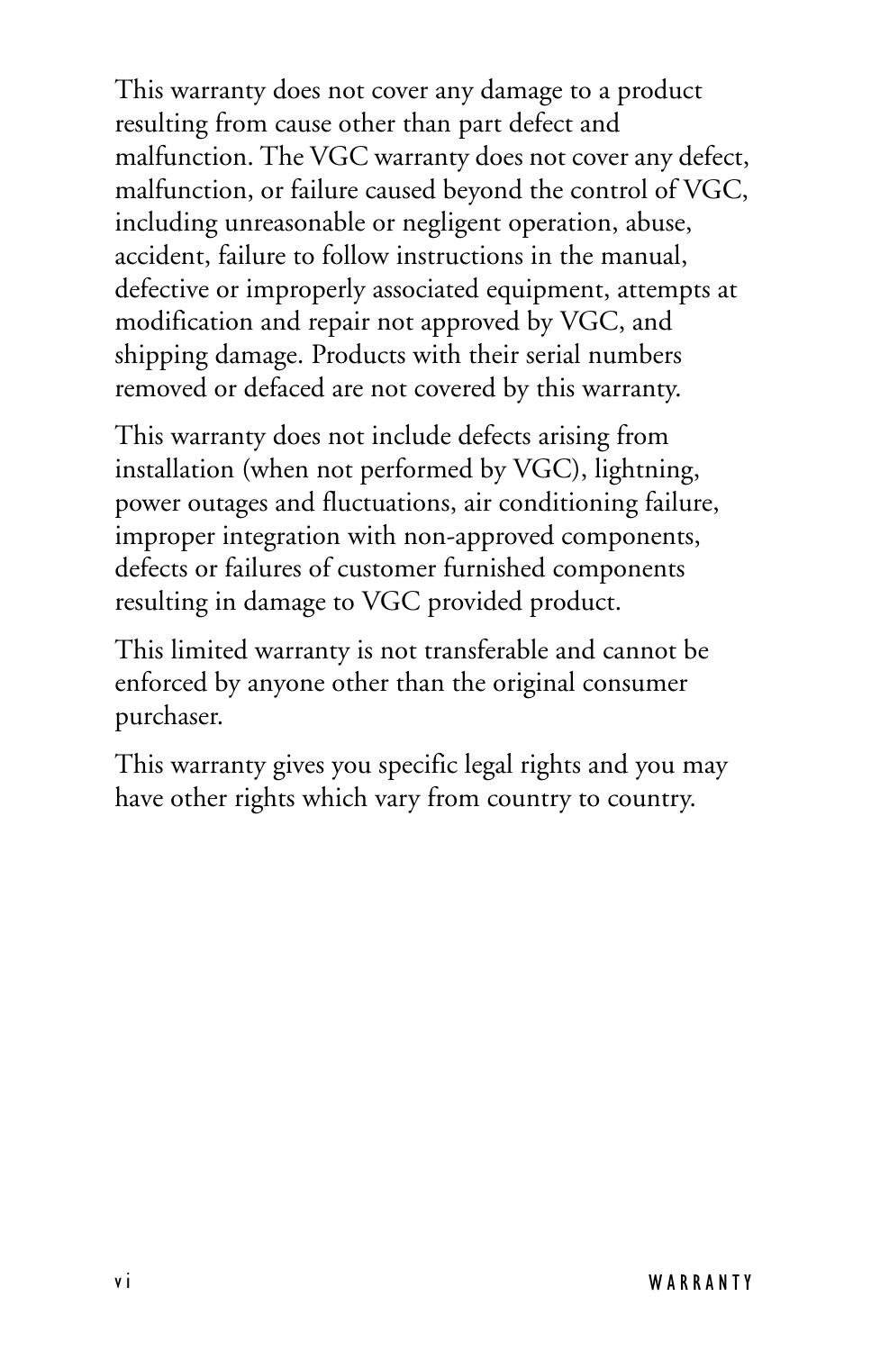This warranty does not cover any damage to a product resulting from cause other than part defect and malfunction. The VGC warranty does not cover any defect, malfunction, or failure caused beyond the control of VGC, including unreasonable or negligent operation, abuse, accident, failure to follow instructions in the manual, defective or improperly associated equipment, attempts at modification and repair not approved by VGC, and shipping damage. Products with their serial numbers removed or defaced are not covered by this warranty.

This warranty does not include defects arising from installation (when not performed by VGC), lightning, power outages and fluctuations, air conditioning failure, improper integration with non-approved components, defects or failures of customer furnished components resulting in damage to VGC provided product.

This limited warranty is not transferable and cannot be enforced by anyone other than the original consumer purchaser.

This warranty gives you specific legal rights and you may have other rights which vary from country to country.